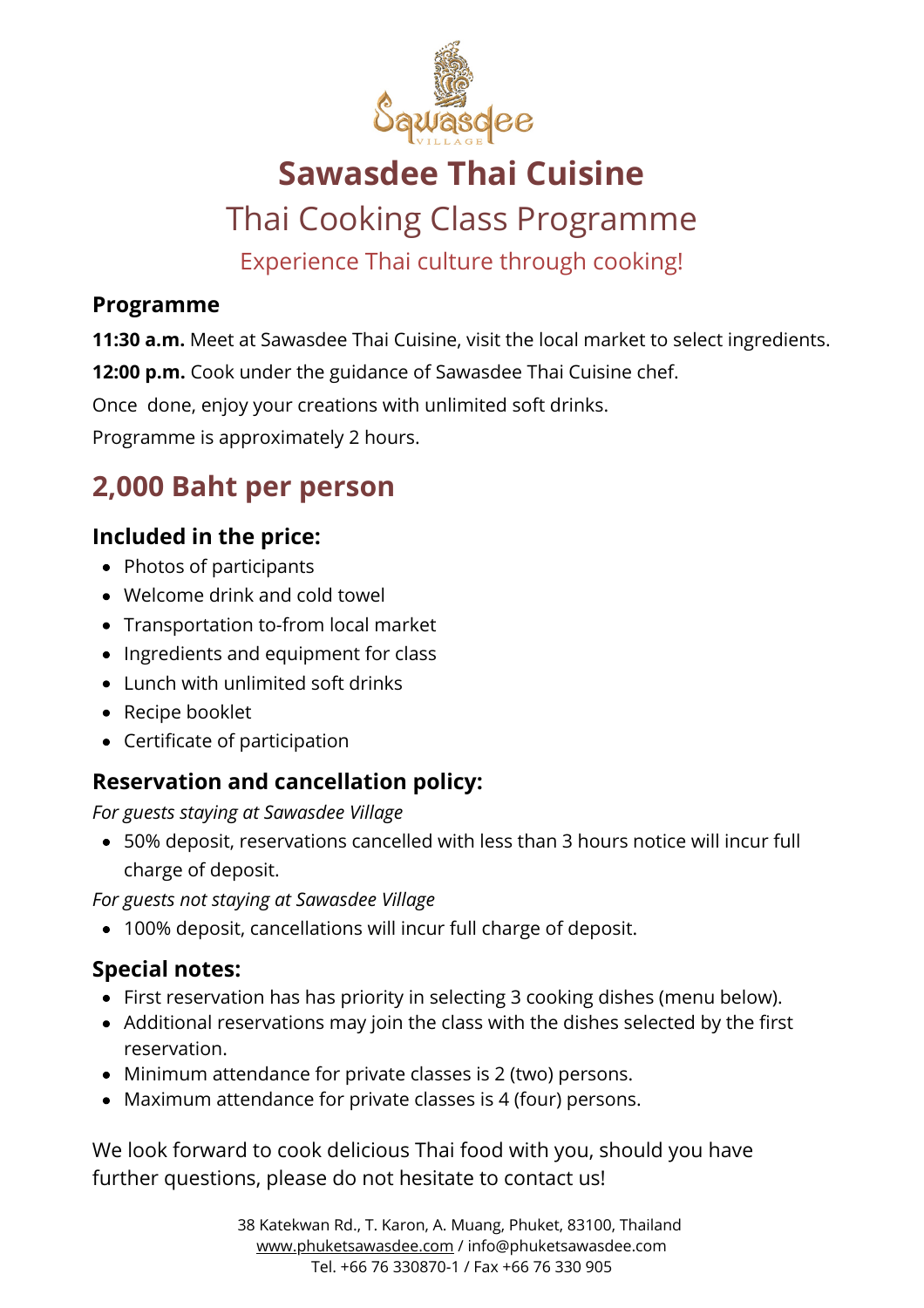# Sawasdee Thai Cuisine

## Thai Cooking Class Programme

Experience Thai culture through cooking!

### Programme

**11:30 a.m.** Meet at Sawasdee Thai Cuisine, visit the local market to select ingredients.

**12:00 p.m.** Cook under the guidance of Sawasdee Thai Cuisine chef.

Once done, enjoy your creations with unlimited soft drinks.

Programme is approximately 2 hours.

## 2,000 Baht per person

### Included in the price:

- Photos of participants
- Welcome drink and cold towel
- Transportation to-from local market
- Ingredients and equipment for class
- Lunch with unlimited soft drinks
- Recipe booklet
- Certificate of participation

### Reservation and cancellation policy:

*For guests staying at Sawasdee Village*

- 50% deposit, reservations cancelled with less than 3 hours notice will incur full charge of deposit.

*For guests not staying at Sawasdee Village*

- 100% deposit, cancellations will incur full charge of deposit.

### Special notes:

- First reservation has has priority in selecting 3 cooking dishes (menu below).
- Additional reservations may join the class with the dishes selected by the first reservation.
- Minimum attendance for private classes is 2 (two) persons.
- Maximum attendance for private classes is 4 (four) persons.

We look forward to cook delicious Thai food with you, should you have further questions, please do not hesitate to contact us!

38 Katekwan Rd., T. Karon, A. Muang, Phuket, 83100, Thailand
www.phuketsawasdee.com / info@phuketsawasdee.com
Tel. +66 76 330870-1 / Fax +66 76 330 905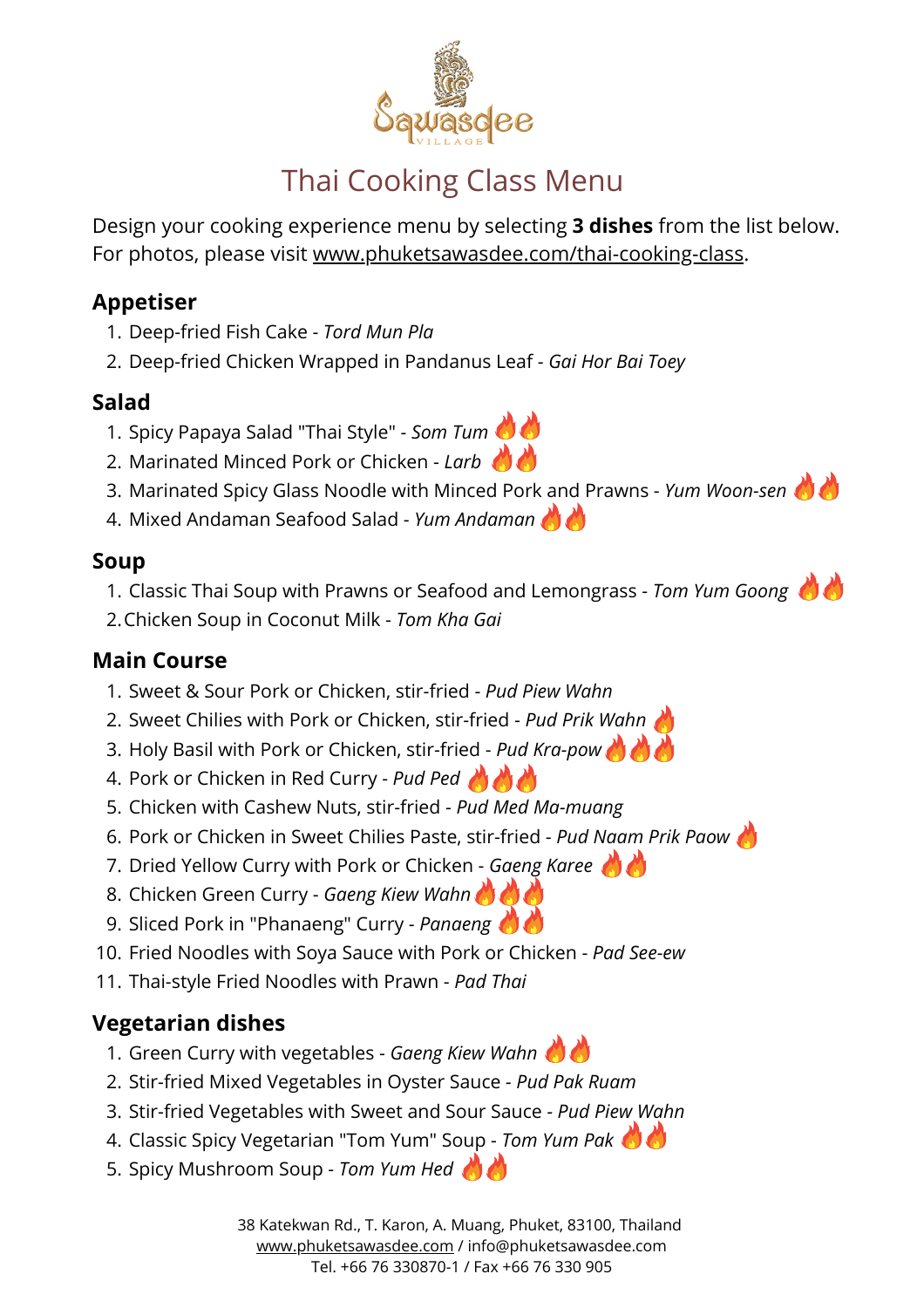Sawasdee VILLAGE

# Thai Cooking Class Menu

Design your cooking experience menu by selecting **3 dishes** from the list below.
For photos, please visit www.phuketsawasdee.com/thai-cooking-class.

## Appetiser

1. Deep-fried Fish Cake - *Tord Mun Pla*
2. Deep-fried Chicken Wrapped in Pandanus Leaf - *Gai Hor Bai Toey*

## Salad

1. Spicy Papaya Salad "Thai Style" - *Som Tum* 🔥🔥
2. Marinated Minced Pork or Chicken - *Larb* 🔥🔥
3. Marinated Spicy Glass Noodle with Minced Pork and Prawns - *Yum Woon-sen* 🔥🔥
4. Mixed Andaman Seafood Salad - *Yum Andaman* 🔥🔥

## Soup

1. Classic Thai Soup with Prawns or Seafood and Lemongrass - *Tom Yum Goong* 🔥🔥
2. Chicken Soup in Coconut Milk - *Tom Kha Gai*

## Main Course

1. Sweet & Sour Pork or Chicken, stir-fried - *Pud Piew Wahn*
2. Sweet Chilies with Pork or Chicken, stir-fried - *Pud Prik Wahn* 🔥
3. Holy Basil with Pork or Chicken, stir-fried - *Pud Kra-pow* 🔥🔥🔥
4. Pork or Chicken in Red Curry - *Pud Ped* 🔥🔥🔥
5. Chicken with Cashew Nuts, stir-fried - *Pud Med Ma-muang*
6. Pork or Chicken in Sweet Chilies Paste, stir-fried - *Pud Naam Prik Paow* 🔥
7. Dried Yellow Curry with Pork or Chicken - *Gaeng Karee* 🔥🔥
8. Chicken Green Curry - *Gaeng Kiew Wahn* 🔥🔥🔥
9. Sliced Pork in "Phanaeng" Curry - *Panaeng* 🔥🔥
10. Fried Noodles with Soya Sauce with Pork or Chicken - *Pad See-ew*
11. Thai-style Fried Noodles with Prawn - *Pad Thai*

## Vegetarian dishes

1. Green Curry with vegetables - *Gaeng Kiew Wahn* 🔥🔥
2. Stir-fried Mixed Vegetables in Oyster Sauce - *Pud Pak Ruam*
3. Stir-fried Vegetables with Sweet and Sour Sauce - *Pud Piew Wahn*
4. Classic Spicy Vegetarian "Tom Yum" Soup - *Tom Yum Pak* 🔥🔥
5. Spicy Mushroom Soup - *Tom Yum Hed* 🔥🔥

38 Katekwan Rd., T. Karon, A. Muang, Phuket, 83100, Thailand
www.phuketsawasdee.com / info@phuketsawasdee.com
Tel. +66 76 330870-1 / Fax +66 76 330 905